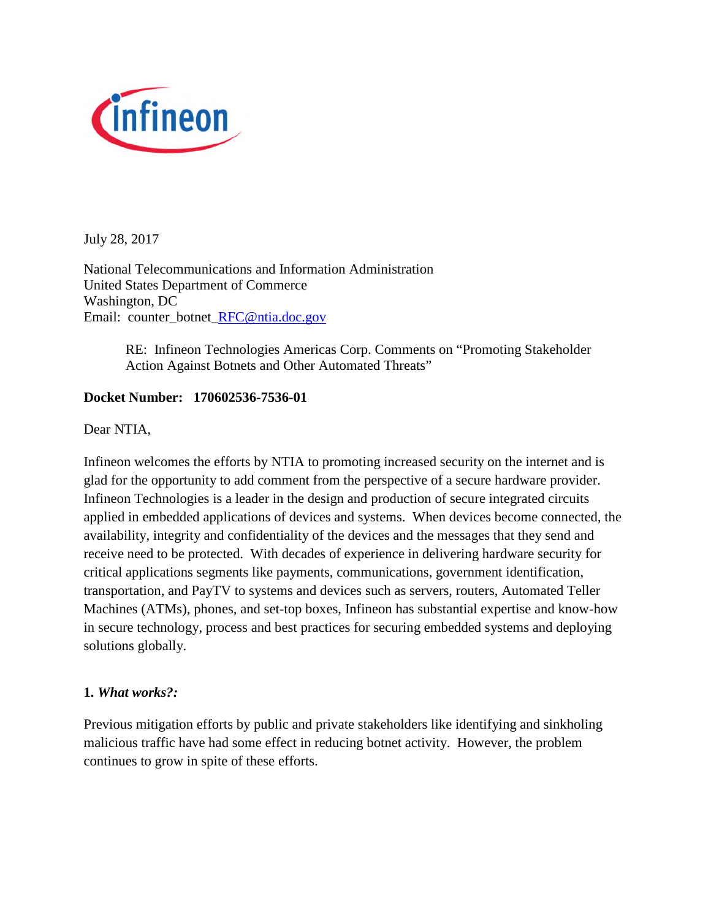Infineon

July 28, 2017

National Telecommunications and Information Administration
United States Department of Commerce
Washington, DC
Email: counter_botnet_RFC@ntia.doc.gov

RE: Infineon Technologies Americas Corp. Comments on "Promoting Stakeholder Action Against Botnets and Other Automated Threats"

**Docket Number: 170602536-7536-01**

Dear NTIA,

Infineon welcomes the efforts by NTIA to promoting increased security on the internet and is glad for the opportunity to add comment from the perspective of a secure hardware provider. Infineon Technologies is a leader in the design and production of secure integrated circuits applied in embedded applications of devices and systems. When devices become connected, the availability, integrity and confidentiality of the devices and the messages that they send and receive need to be protected. With decades of experience in delivering hardware security for critical applications segments like payments, communications, government identification, transportation, and PayTV to systems and devices such as servers, routers, Automated Teller Machines (ATMs), phones, and set-top boxes, Infineon has substantial expertise and know-how in secure technology, process and best practices for securing embedded systems and deploying solutions globally.

**1. *What works?:***

Previous mitigation efforts by public and private stakeholders like identifying and sinkholing malicious traffic have had some effect in reducing botnet activity. However, the problem continues to grow in spite of these efforts.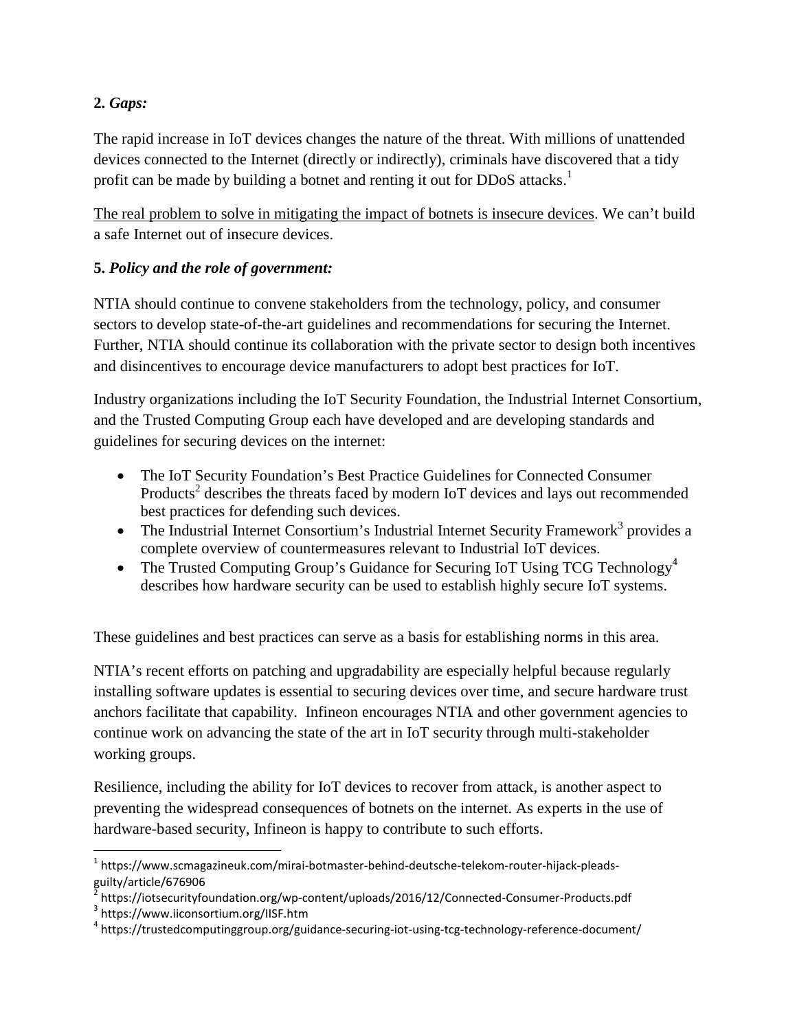**2. *Gaps:***

The rapid increase in IoT devices changes the nature of the threat. With millions of unattended devices connected to the Internet (directly or indirectly), criminals have discovered that a tidy profit can be made by building a botnet and renting it out for DDoS attacks.[1]

<u>The real problem to solve in mitigating the impact of botnets is insecure devices</u>. We can't build a safe Internet out of insecure devices.

**5. *Policy and the role of government:***

NTIA should continue to convene stakeholders from the technology, policy, and consumer sectors to develop state-of-the-art guidelines and recommendations for securing the Internet. Further, NTIA should continue its collaboration with the private sector to design both incentives and disincentives to encourage device manufacturers to adopt best practices for IoT.

Industry organizations including the IoT Security Foundation, the Industrial Internet Consortium, and the Trusted Computing Group each have developed and are developing standards and guidelines for securing devices on the internet:

- The IoT Security Foundation's Best Practice Guidelines for Connected Consumer Products[2] describes the threats faced by modern IoT devices and lays out recommended best practices for defending such devices.
- The Industrial Internet Consortium's Industrial Internet Security Framework[3] provides a complete overview of countermeasures relevant to Industrial IoT devices.
- The Trusted Computing Group's Guidance for Securing IoT Using TCG Technology[4] describes how hardware security can be used to establish highly secure IoT systems.

These guidelines and best practices can serve as a basis for establishing norms in this area.

NTIA's recent efforts on patching and upgradability are especially helpful because regularly installing software updates is essential to securing devices over time, and secure hardware trust anchors facilitate that capability. Infineon encourages NTIA and other government agencies to continue work on advancing the state of the art in IoT security through multi-stakeholder working groups.

Resilience, including the ability for IoT devices to recover from attack, is another aspect to preventing the widespread consequences of botnets on the internet. As experts in the use of hardware-based security, Infineon is happy to contribute to such efforts.

---

[1] https://www.scmagazineuk.com/mirai-botmaster-behind-deutsche-telekom-router-hijack-pleads-guilty/article/676906

[2] https://iotsecurityfoundation.org/wp-content/uploads/2016/12/Connected-Consumer-Products.pdf

[3] https://www.iiconsortium.org/IISF.htm

[4] https://trustedcomputinggroup.org/guidance-securing-iot-using-tcg-technology-reference-document/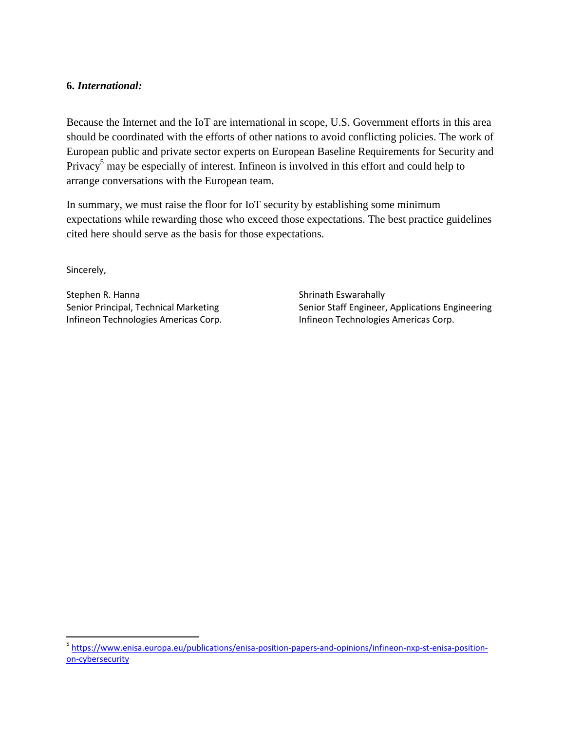**6.** ***International:***

Because the Internet and the IoT are international in scope, U.S. Government efforts in this area should be coordinated with the efforts of other nations to avoid conflicting policies. The work of European public and private sector experts on European Baseline Requirements for Security and Privacy[5] may be especially of interest. Infineon is involved in this effort and could help to arrange conversations with the European team.

In summary, we must raise the floor for IoT security by establishing some minimum expectations while rewarding those who exceed those expectations. The best practice guidelines cited here should serve as the basis for those expectations.

Sincerely,

Stephen R. Hanna
Senior Principal, Technical Marketing
Infineon Technologies Americas Corp.

Shrinath Eswarahally
Senior Staff Engineer, Applications Engineering
Infineon Technologies Americas Corp.

---

[5] https://www.enisa.europa.eu/publications/enisa-position-papers-and-opinions/infineon-nxp-st-enisa-position-on-cybersecurity